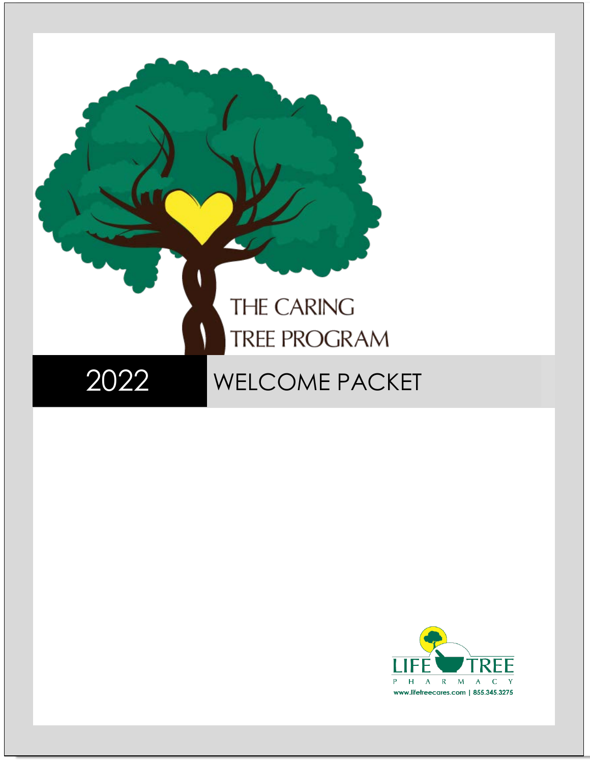THE CARING TREE PROGRAM

# 2022 WELCOME PACKET

LIFE TREE PHARMACY

www.lifetreecares.com | 855.345.3275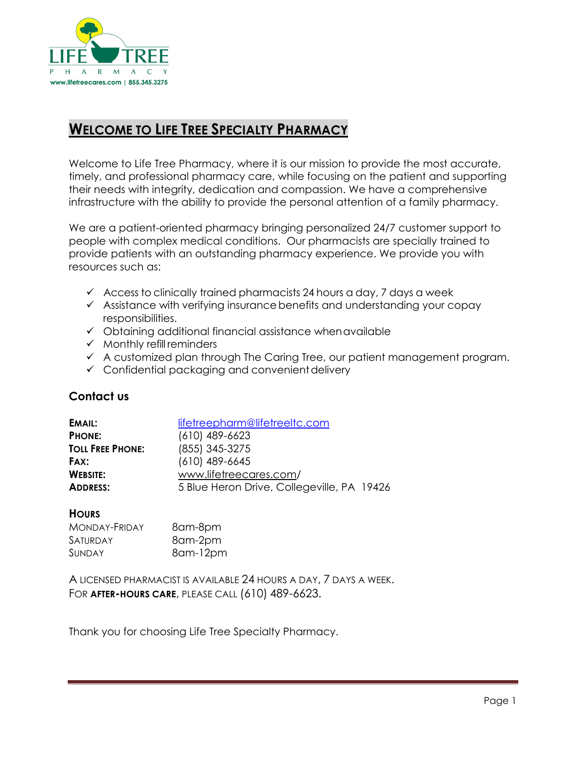# WELCOME TO LIFE TREE SPECIALTY PHARMACY

Welcome to Life Tree Pharmacy, where it is our mission to provide the most accurate, timely, and professional pharmacy care, while focusing on the patient and supporting their needs with integrity, dedication and compassion. We have a comprehensive infrastructure with the ability to provide the personal attention of a family pharmacy.

We are a patient-oriented pharmacy bringing personalized 24/7 customer support to people with complex medical conditions. Our pharmacists are specially trained to provide patients with an outstanding pharmacy experience. We provide you with resources such as:

- ✓ Access to clinically trained pharmacists 24 hours a day, 7 days a week
- ✓ Assistance with verifying insurance benefits and understanding your copay responsibilities.
- ✓ Obtaining additional financial assistance when available
- ✓ Monthly refill reminders
- ✓ A customized plan through The Caring Tree, our patient management program.
- ✓ Confidential packaging and convenient delivery

## Contact us

| | |
|---|---|
| **EMAIL:** | lifetreepharm@lifetreeltc.com |
| **PHONE:** | (610) 489-6623 |
| **TOLL FREE PHONE:** | (855) 345-3275 |
| **FAX:** | (610) 489-6645 |
| **WEBSITE:** | www.lifetreecares.com/ |
| **ADDRESS:** | 5 Blue Heron Drive, Collegeville, PA 19426 |

### HOURS

| | |
|---|---|
| MONDAY-FRIDAY | 8am-8pm |
| SATURDAY | 8am-2pm |
| SUNDAY | 8am-12pm |

A LICENSED PHARMACIST IS AVAILABLE 24 HOURS A DAY, 7 DAYS A WEEK.
FOR **AFTER-HOURS CARE**, PLEASE CALL (610) 489-6623.

Thank you for choosing Life Tree Specialty Pharmacy.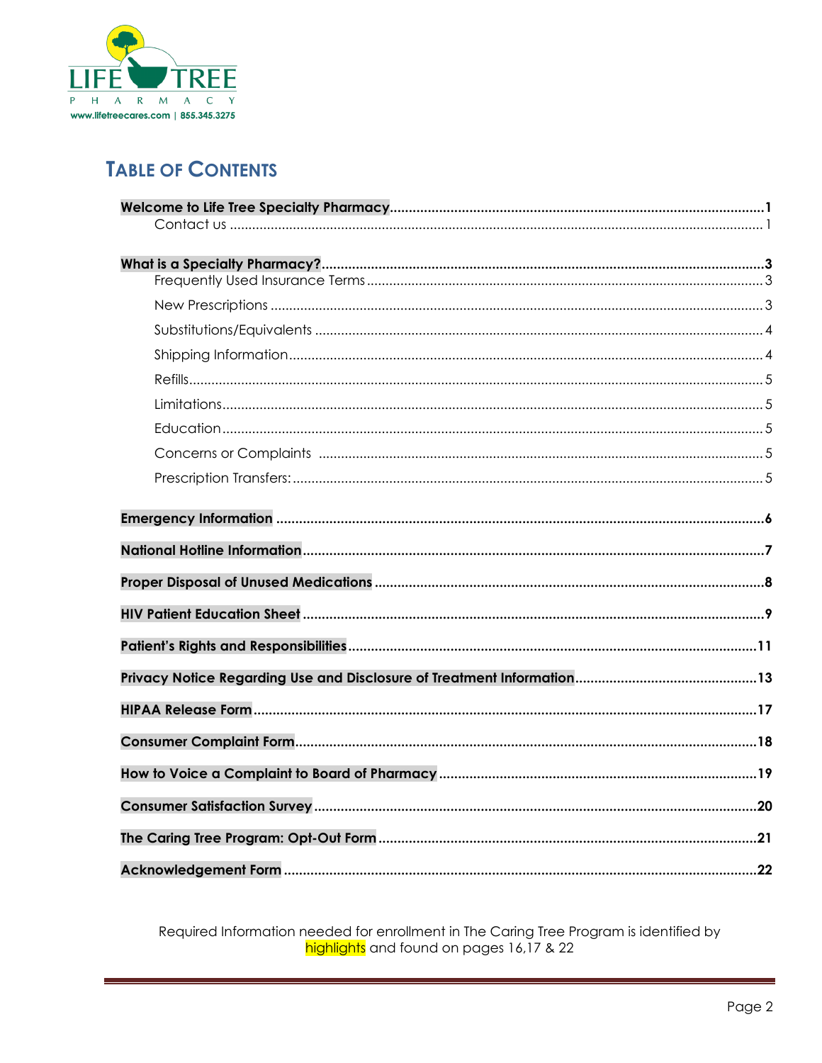LIFE TREE

PHARMACY

www.lifetreecares.com | 855.345.3275

# TABLE OF CONTENTS

**Welcome to Life Tree Specialty Pharmacy** .......... **1**
- Contact us .......... 1

**What is a Specialty Pharmacy?** .......... **3**
- Frequently Used Insurance Terms .......... 3
- New Prescriptions .......... 3
- Substitutions/Equivalents .......... 4
- Shipping Information .......... 4
- Refills .......... 5
- Limitations .......... 5
- Education .......... 5
- Concerns or Complaints .......... 5
- Prescription Transfers: .......... 5

**Emergency Information** .......... **6**

**National Hotline Information** .......... **7**

**Proper Disposal of Unused Medications** .......... **8**

**HIV Patient Education Sheet** .......... **9**

**Patient's Rights and Responsibilities** .......... **11**

**Privacy Notice Regarding Use and Disclosure of Treatment Information** .......... **13**

**HIPAA Release Form** .......... **17**

**Consumer Complaint Form** .......... **18**

**How to Voice a Complaint to Board of Pharmacy** .......... **19**

**Consumer Satisfaction Survey** .......... **20**

**The Caring Tree Program: Opt-Out Form** .......... **21**

**Acknowledgement Form** .......... **22**

Required Information needed for enrollment in The Caring Tree Program is identified by highlights and found on pages 16,17 & 22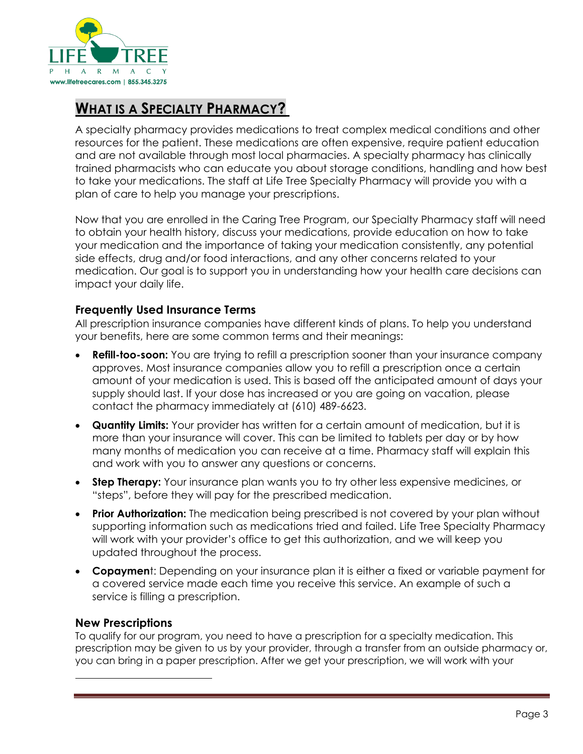## WHAT IS A SPECIALTY PHARMACY?

A specialty pharmacy provides medications to treat complex medical conditions and other resources for the patient. These medications are often expensive, require patient education and are not available through most local pharmacies. A specialty pharmacy has clinically trained pharmacists who can educate you about storage conditions, handling and how best to take your medications. The staff at Life Tree Specialty Pharmacy will provide you with a plan of care to help you manage your prescriptions.

Now that you are enrolled in the Caring Tree Program, our Specialty Pharmacy staff will need to obtain your health history, discuss your medications, provide education on how to take your medication and the importance of taking your medication consistently, any potential side effects, drug and/or food interactions, and any other concerns related to your medication. Our goal is to support you in understanding how your health care decisions can impact your daily life.

### Frequently Used Insurance Terms

All prescription insurance companies have different kinds of plans. To help you understand your benefits, here are some common terms and their meanings:

- **Refill-too-soon:** You are trying to refill a prescription sooner than your insurance company approves. Most insurance companies allow you to refill a prescription once a certain amount of your medication is used. This is based off the anticipated amount of days your supply should last. If your dose has increased or you are going on vacation, please contact the pharmacy immediately at (610) 489-6623.
- **Quantity Limits:** Your provider has written for a certain amount of medication, but it is more than your insurance will cover. This can be limited to tablets per day or by how many months of medication you can receive at a time. Pharmacy staff will explain this and work with you to answer any questions or concerns.
- **Step Therapy:** Your insurance plan wants you to try other less expensive medicines, or "steps", before they will pay for the prescribed medication.
- **Prior Authorization:** The medication being prescribed is not covered by your plan without supporting information such as medications tried and failed. Life Tree Specialty Pharmacy will work with your provider's office to get this authorization, and we will keep you updated throughout the process.
- **Copayment:** Depending on your insurance plan it is either a fixed or variable payment for a covered service made each time you receive this service. An example of such a service is filling a prescription.

### New Prescriptions

To qualify for our program, you need to have a prescription for a specialty medication. This prescription may be given to us by your provider, through a transfer from an outside pharmacy or, you can bring in a paper prescription. After we get your prescription, we will work with your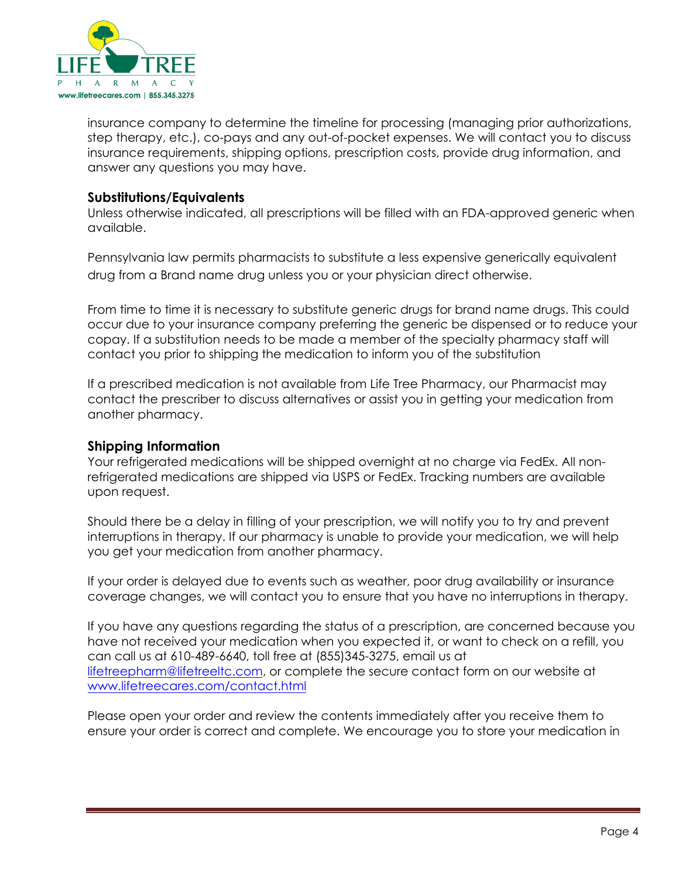insurance company to determine the timeline for processing (managing prior authorizations, step therapy, etc.), co-pays and any out-of-pocket expenses. We will contact you to discuss insurance requirements, shipping options, prescription costs, provide drug information, and answer any questions you may have.

### Substitutions/Equivalents

Unless otherwise indicated, all prescriptions will be filled with an FDA-approved generic when available.

Pennsylvania law permits pharmacists to substitute a less expensive generically equivalent drug from a Brand name drug unless you or your physician direct otherwise.

From time to time it is necessary to substitute generic drugs for brand name drugs. This could occur due to your insurance company preferring the generic be dispensed or to reduce your copay. If a substitution needs to be made a member of the specialty pharmacy staff will contact you prior to shipping the medication to inform you of the substitution

If a prescribed medication is not available from Life Tree Pharmacy, our Pharmacist may contact the prescriber to discuss alternatives or assist you in getting your medication from another pharmacy.

### Shipping Information

Your refrigerated medications will be shipped overnight at no charge via FedEx. All non-refrigerated medications are shipped via USPS or FedEx. Tracking numbers are available upon request.

Should there be a delay in filling of your prescription, we will notify you to try and prevent interruptions in therapy. If our pharmacy is unable to provide your medication, we will help you get your medication from another pharmacy.

If your order is delayed due to events such as weather, poor drug availability or insurance coverage changes, we will contact you to ensure that you have no interruptions in therapy.

If you have any questions regarding the status of a prescription, are concerned because you have not received your medication when you expected it, or want to check on a refill, you can call us at 610-489-6640, toll free at (855)345-3275, email us at lifetreepharm@lifetreeltc.com, or complete the secure contact form on our website at www.lifetreecares.com/contact.html

Please open your order and review the contents immediately after you receive them to ensure your order is correct and complete. We encourage you to store your medication in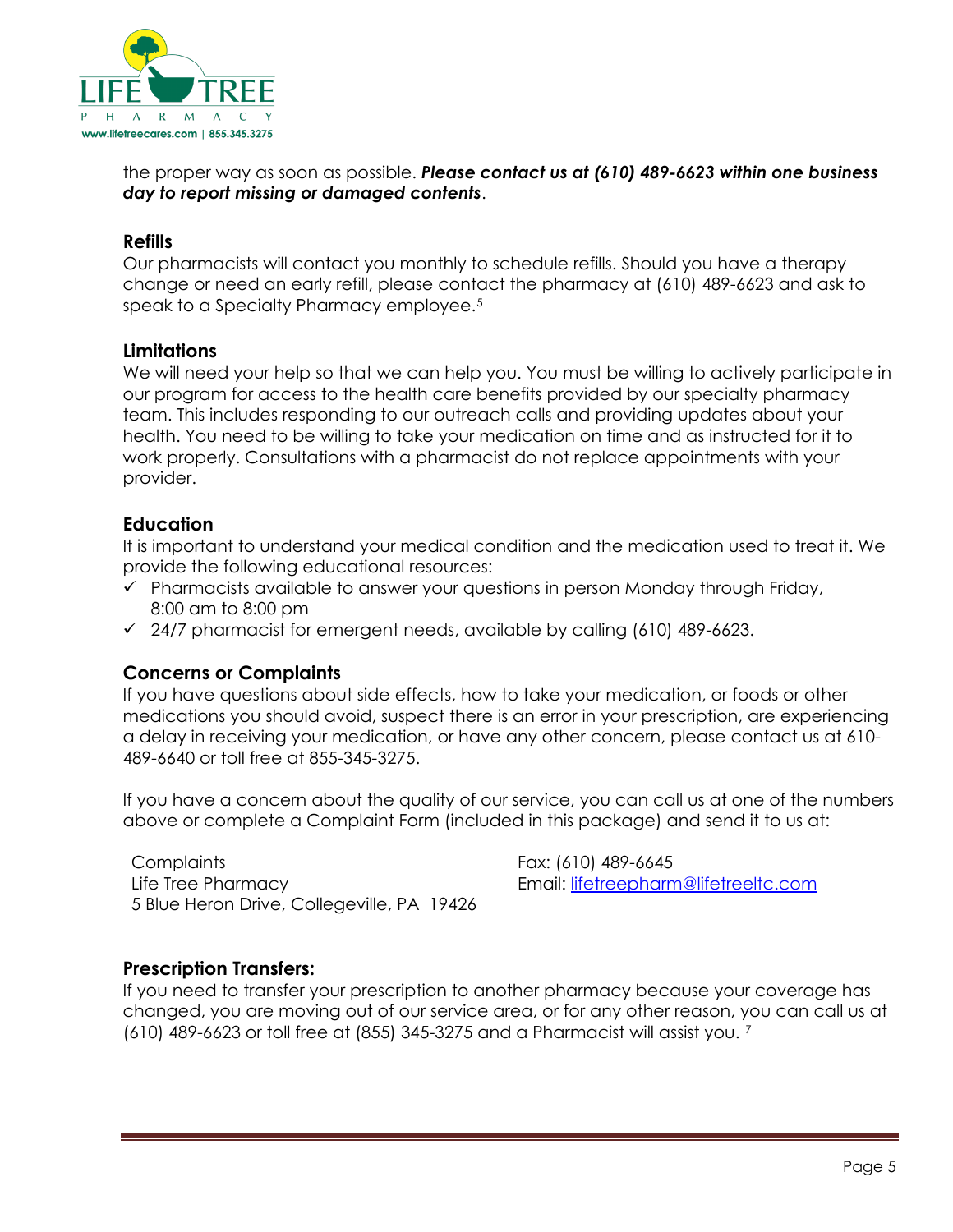the proper way as soon as possible. ***Please contact us at (610) 489-6623 within one business day to report missing or damaged contents***.

## Refills

Our pharmacists will contact you monthly to schedule refills. Should you have a therapy change or need an early refill, please contact the pharmacy at (610) 489-6623 and ask to speak to a Specialty Pharmacy employee.[5]

## Limitations

We will need your help so that we can help you. You must be willing to actively participate in our program for access to the health care benefits provided by our specialty pharmacy team. This includes responding to our outreach calls and providing updates about your health. You need to be willing to take your medication on time and as instructed for it to work properly. Consultations with a pharmacist do not replace appointments with your provider.

## Education

It is important to understand your medical condition and the medication used to treat it. We provide the following educational resources:

- ✓ Pharmacists available to answer your questions in person Monday through Friday, 8:00 am to 8:00 pm
- ✓ 24/7 pharmacist for emergent needs, available by calling (610) 489-6623.

## Concerns or Complaints

If you have questions about side effects, how to take your medication, or foods or other medications you should avoid, suspect there is an error in your prescription, are experiencing a delay in receiving your medication, or have any other concern, please contact us at 610-489-6640 or toll free at 855-345-3275.

If you have a concern about the quality of our service, you can call us at one of the numbers above or complete a Complaint Form (included in this package) and send it to us at:

Complaints
Life Tree Pharmacy
5 Blue Heron Drive, Collegeville, PA 19426

Fax: (610) 489-6645
Email: lifetreepharm@lifetreeltc.com

## Prescription Transfers:

If you need to transfer your prescription to another pharmacy because your coverage has changed, you are moving out of our service area, or for any other reason, you can call us at (610) 489-6623 or toll free at (855) 345-3275 and a Pharmacist will assist you. [7]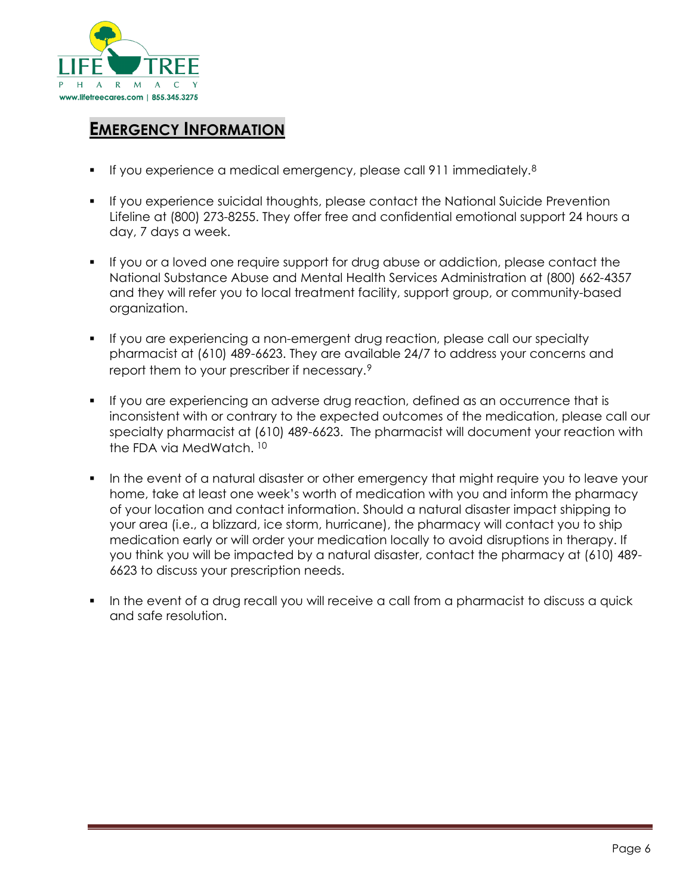## EMERGENCY INFORMATION

- If you experience a medical emergency, please call 911 immediately.[8]
- If you experience suicidal thoughts, please contact the National Suicide Prevention Lifeline at (800) 273-8255. They offer free and confidential emotional support 24 hours a day, 7 days a week.
- If you or a loved one require support for drug abuse or addiction, please contact the National Substance Abuse and Mental Health Services Administration at (800) 662-4357 and they will refer you to local treatment facility, support group, or community-based organization.
- If you are experiencing a non-emergent drug reaction, please call our specialty pharmacist at (610) 489-6623. They are available 24/7 to address your concerns and report them to your prescriber if necessary.[9]
- If you are experiencing an adverse drug reaction, defined as an occurrence that is inconsistent with or contrary to the expected outcomes of the medication, please call our specialty pharmacist at (610) 489-6623. The pharmacist will document your reaction with the FDA via MedWatch. [10]
- In the event of a natural disaster or other emergency that might require you to leave your home, take at least one week's worth of medication with you and inform the pharmacy of your location and contact information. Should a natural disaster impact shipping to your area (i.e., a blizzard, ice storm, hurricane), the pharmacy will contact you to ship medication early or will order your medication locally to avoid disruptions in therapy. If you think you will be impacted by a natural disaster, contact the pharmacy at (610) 489-6623 to discuss your prescription needs.
- In the event of a drug recall you will receive a call from a pharmacist to discuss a quick and safe resolution.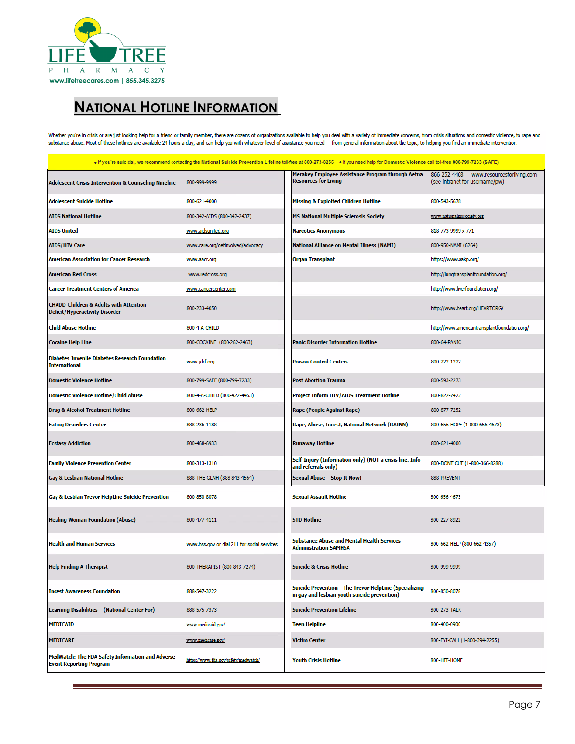LIFE TREE PHARMACY
www.lifetreecares.com | 855.345.3275

# NATIONAL HOTLINE INFORMATION

Whether you're in crisis or are just looking help for a friend or family member, there are dozens of organizations available to help you deal with a variety of immediate concerns, from crisis situations and domestic violence, to rape and substance abuse. Most of these hotlines are available 24 hours a day, and can help you with whatever level of assistance you need — from general information about the topic, to helping you find an immediate intervention.

• If you're suicidal, we recommend contacting the National Suicide Prevention Lifeline toll-free at 800-273-8255 • If you need help for Domestic Violence call toll-free 800-799-7233 (SAFE)

| Organization | Contact | Organization | Contact |
|---|---|---|---|
| Adolescent Crisis Intervention & Counseling Nineline | 800-999-9999 | Merakey Employee Assistance Program through Aetna Resources for Living | 866-252-4468 www.resourcesforliving.com (see intranet for username/pw) |
| Adolescent Suicide Hotline | 800-621-4000 | Missing & Exploited Children Hotline | 800-543-5678 |
| AIDS National Hotline | 800-342-AIDS (800-342-2437) | MS National Multiple Sclerosis Society | www.nationalmssociety.org |
| AIDS United | www.aidsunited.org | Narcotics Anonymous | 818-773-9999 x 771 |
| AIDS/HIV Care | www.care.org/getinvolved/advocacy | National Alliance on Mental Illness (NAMI) | 800-950-NAMI (6264) |
| American Association for Cancer Research | www.aacr.org | Organ Transplant | https://www.aakp.org/ |
| American Red Cross | www.redcross.org | | http://lungtransplantfoundation.org/ |
| Cancer Treatment Centers of America | www.cancercenter.com | | http://www.liverfoundation.org/ |
| CHADD-Children & Adults with Attention Deficit/Hyperactivity Disorder | 800-233-4050 | | http://www.heart.org/HEARTORG/ |
| Child Abuse Hotline | 800-4-A-CHILD | | http://www.americantransplantfoundation.org/ |
| Cocaine Help Line | 800-COCAINE (800-262-2463) | Panic Disorder Information Hotline | 800-64-PANIC |
| Diabetes Juvenile Diabetes Research Foundation International | www.jdrf.org | Poison Control Centers | 800-222-1222 |
| Domestic Violence Hotline | 800-799-SAFE (800-799-7233) | Post Abortion Trauma | 800-593-2273 |
| Domestic Violence Hotline/Child Abuse | 800-4-A-CHILD (800-422-4453) | Project Inform HIV/AIDS Treatment Hotline | 800-822-7422 |
| Drug & Alcohol Treatment Hotline | 800-662-HELP | Rape (People Against Rape) | 800-877-7252 |
| Eating Disorders Center | 888-236-1188 | Rape, Abuse, Incest, National Network (RAINN) | 800-656-HOPE (1-800-656-4673) |
| Ecstasy Addiction | 800-468-6933 | Runaway Hotline | 800-621-4000 |
| Family Violence Prevention Center | 800-313-1310 | Self-Injury (Information only) (NOT a crisis line. Info and referrals only) | 800-DONT CUT (1-800-366-8288) |
| Gay & Lesbian National Hotline | 888-THE-GLNH (888-843-4564) | Sexual Abuse – Stop It Now! | 888-PREVENT |
| Gay & Lesbian Trevor HelpLine Suicide Prevention | 800-850-8078 | Sexual Assault Hotline | 800-656-4673 |
| Healing Woman Foundation (Abuse) | 800-477-4111 | STD Hotline | 800-227-8922 |
| Health and Human Services | www.hss.gov or dial 211 for social services | Substance Abuse and Mental Health Services Administration SAMHSA | 800-662-HELP (800-662-4357) |
| Help Finding A Therapist | 800-THERAPIST (800-843-7274) | Suicide & Crisis Hotline | 800-999-9999 |
| Incest Awareness Foundation | 888-547-3222 | Suicide Prevention – The Trevor HelpLine (Specializing in gay and lesbian youth suicide prevention) | 800-850-8078 |
| Learning Disabilities – (National Center For) | 888-575-7373 | Suicide Prevention Lifeline | 800-273-TALK |
| MEDICAID | www.medicaid.gov/ | Teen Helpline | 800-400-0900 |
| MEDICARE | www.medicare.gov/ | Victim Center | 800-FYI-CALL (1-800-394-2255) |
| MedWatch: The FDA Safety Information and Adverse Event Reporting Program | https://www.fda.gov/safety/medwatch/ | Youth Crisis Hotline | 800-HIT-HOME |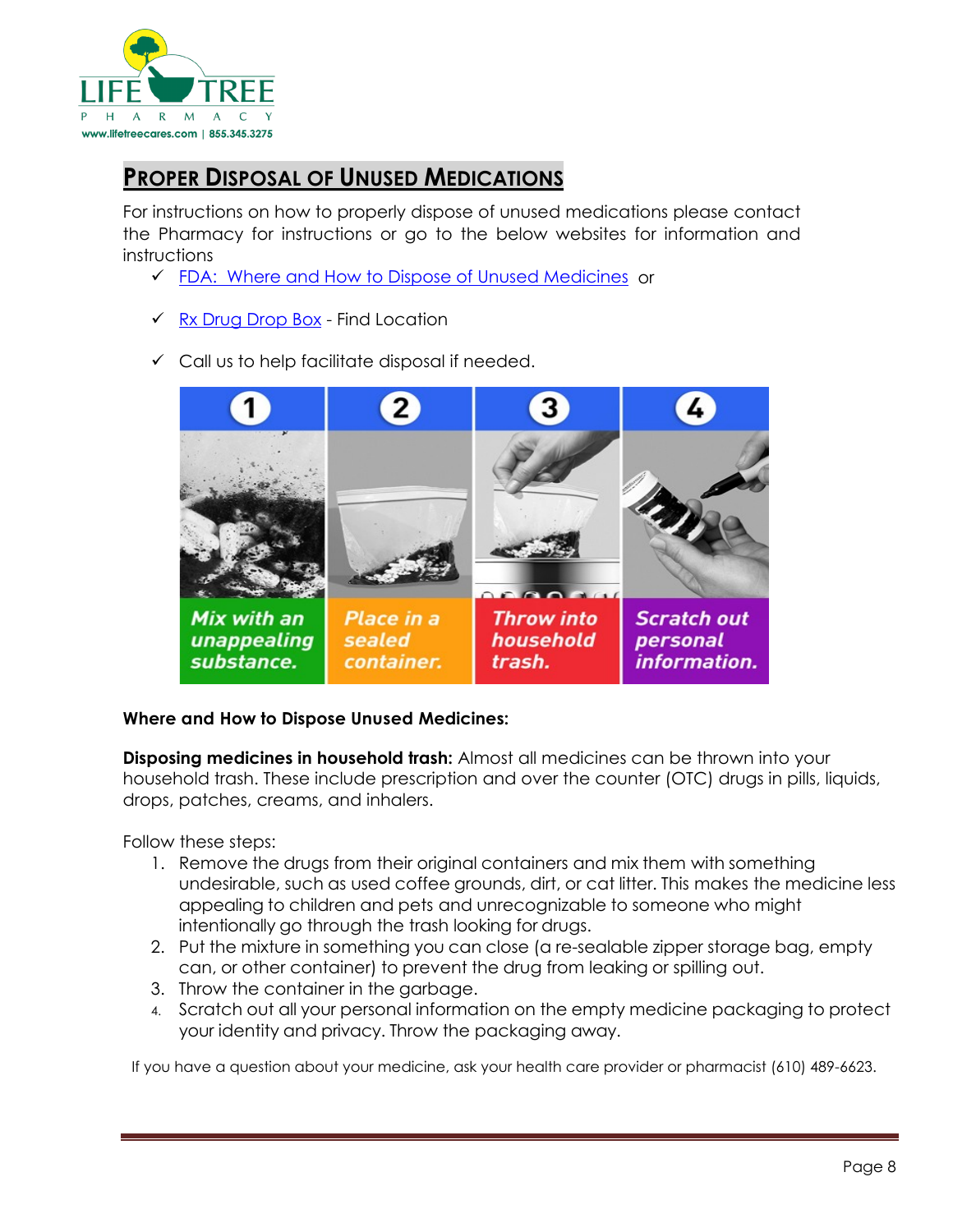## PROPER DISPOSAL OF UNUSED MEDICATIONS

For instructions on how to properly dispose of unused medications please contact the Pharmacy for instructions or go to the below websites for information and instructions

- ✓ FDA: Where and How to Dispose of Unused Medicines or
- ✓ Rx Drug Drop Box - Find Location
- ✓ Call us to help facilitate disposal if needed.

1. Mix with an unappealing substance.
2. Place in a sealed container.
3. Throw into household trash.
4. Scratch out personal information.

**Where and How to Dispose Unused Medicines:**

**Disposing medicines in household trash:** Almost all medicines can be thrown into your household trash. These include prescription and over the counter (OTC) drugs in pills, liquids, drops, patches, creams, and inhalers.

Follow these steps:

1. Remove the drugs from their original containers and mix them with something undesirable, such as used coffee grounds, dirt, or cat litter. This makes the medicine less appealing to children and pets and unrecognizable to someone who might intentionally go through the trash looking for drugs.
2. Put the mixture in something you can close (a re-sealable zipper storage bag, empty can, or other container) to prevent the drug from leaking or spilling out.
3. Throw the container in the garbage.
4. Scratch out all your personal information on the empty medicine packaging to protect your identity and privacy. Throw the packaging away.

If you have a question about your medicine, ask your health care provider or pharmacist (610) 489-6623.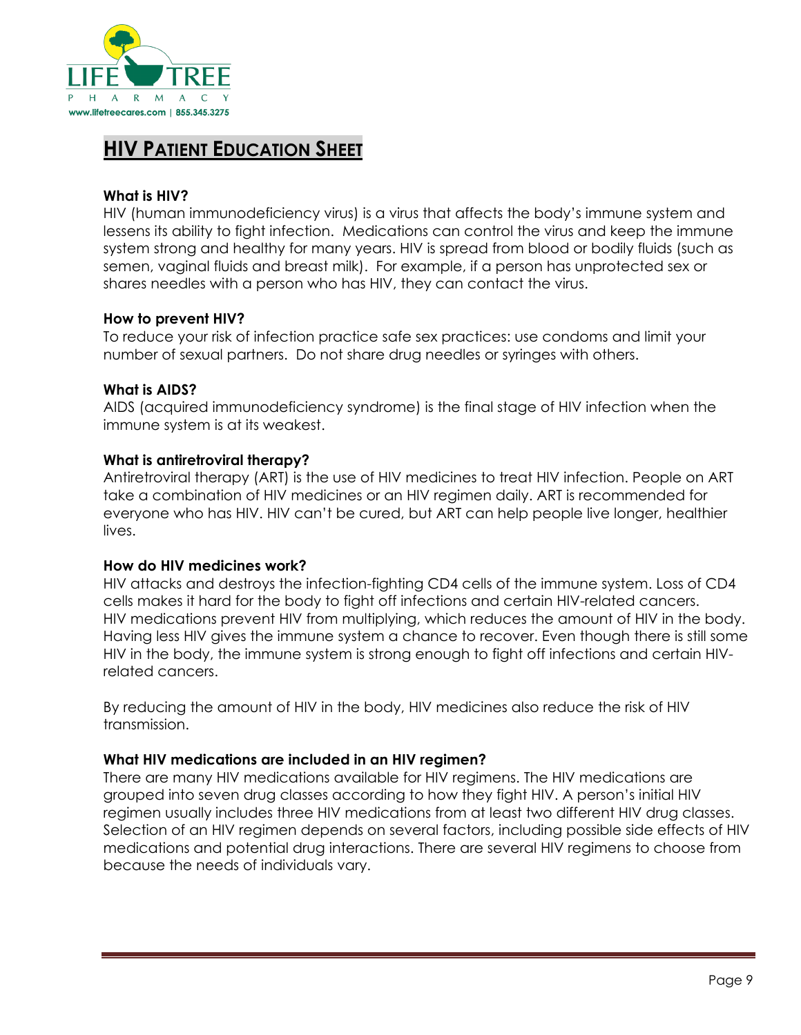# HIV Patient Education Sheet

**What is HIV?**

HIV (human immunodeficiency virus) is a virus that affects the body's immune system and lessens its ability to fight infection. Medications can control the virus and keep the immune system strong and healthy for many years. HIV is spread from blood or bodily fluids (such as semen, vaginal fluids and breast milk). For example, if a person has unprotected sex or shares needles with a person who has HIV, they can contact the virus.

**How to prevent HIV?**

To reduce your risk of infection practice safe sex practices: use condoms and limit your number of sexual partners. Do not share drug needles or syringes with others.

**What is AIDS?**

AIDS (acquired immunodeficiency syndrome) is the final stage of HIV infection when the immune system is at its weakest.

**What is antiretroviral therapy?**

Antiretroviral therapy (ART) is the use of HIV medicines to treat HIV infection. People on ART take a combination of HIV medicines or an HIV regimen daily. ART is recommended for everyone who has HIV. HIV can't be cured, but ART can help people live longer, healthier lives.

**How do HIV medicines work?**

HIV attacks and destroys the infection-fighting CD4 cells of the immune system. Loss of CD4 cells makes it hard for the body to fight off infections and certain HIV-related cancers. HIV medications prevent HIV from multiplying, which reduces the amount of HIV in the body. Having less HIV gives the immune system a chance to recover. Even though there is still some HIV in the body, the immune system is strong enough to fight off infections and certain HIV-related cancers.

By reducing the amount of HIV in the body, HIV medicines also reduce the risk of HIV transmission.

**What HIV medications are included in an HIV regimen?**

There are many HIV medications available for HIV regimens. The HIV medications are grouped into seven drug classes according to how they fight HIV. A person's initial HIV regimen usually includes three HIV medications from at least two different HIV drug classes. Selection of an HIV regimen depends on several factors, including possible side effects of HIV medications and potential drug interactions. There are several HIV regimens to choose from because the needs of individuals vary.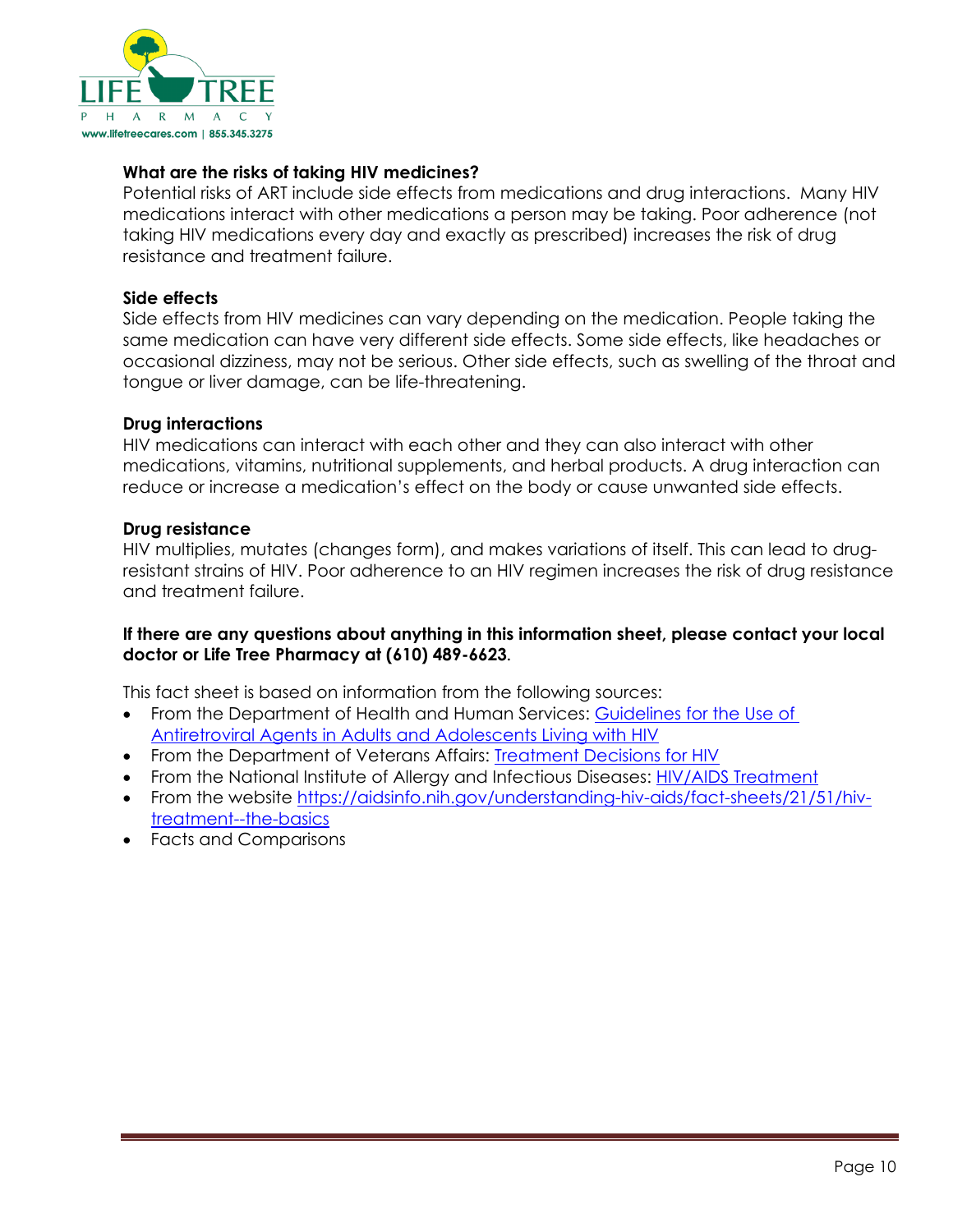### What are the risks of taking HIV medicines?

Potential risks of ART include side effects from medications and drug interactions. Many HIV medications interact with other medications a person may be taking. Poor adherence (not taking HIV medications every day and exactly as prescribed) increases the risk of drug resistance and treatment failure.

### Side effects

Side effects from HIV medicines can vary depending on the medication. People taking the same medication can have very different side effects. Some side effects, like headaches or occasional dizziness, may not be serious. Other side effects, such as swelling of the throat and tongue or liver damage, can be life-threatening.

### Drug interactions

HIV medications can interact with each other and they can also interact with other medications, vitamins, nutritional supplements, and herbal products. A drug interaction can reduce or increase a medication's effect on the body or cause unwanted side effects.

### Drug resistance

HIV multiplies, mutates (changes form), and makes variations of itself. This can lead to drug-resistant strains of HIV. Poor adherence to an HIV regimen increases the risk of drug resistance and treatment failure.

**If there are any questions about anything in this information sheet, please contact your local doctor or Life Tree Pharmacy at (610) 489-6623**.

This fact sheet is based on information from the following sources:

- From the Department of Health and Human Services: Guidelines for the Use of Antiretroviral Agents in Adults and Adolescents Living with HIV
- From the Department of Veterans Affairs: Treatment Decisions for HIV
- From the National Institute of Allergy and Infectious Diseases: HIV/AIDS Treatment
- From the website https://aidsinfo.nih.gov/understanding-hiv-aids/fact-sheets/21/51/hiv-treatment--the-basics
- Facts and Comparisons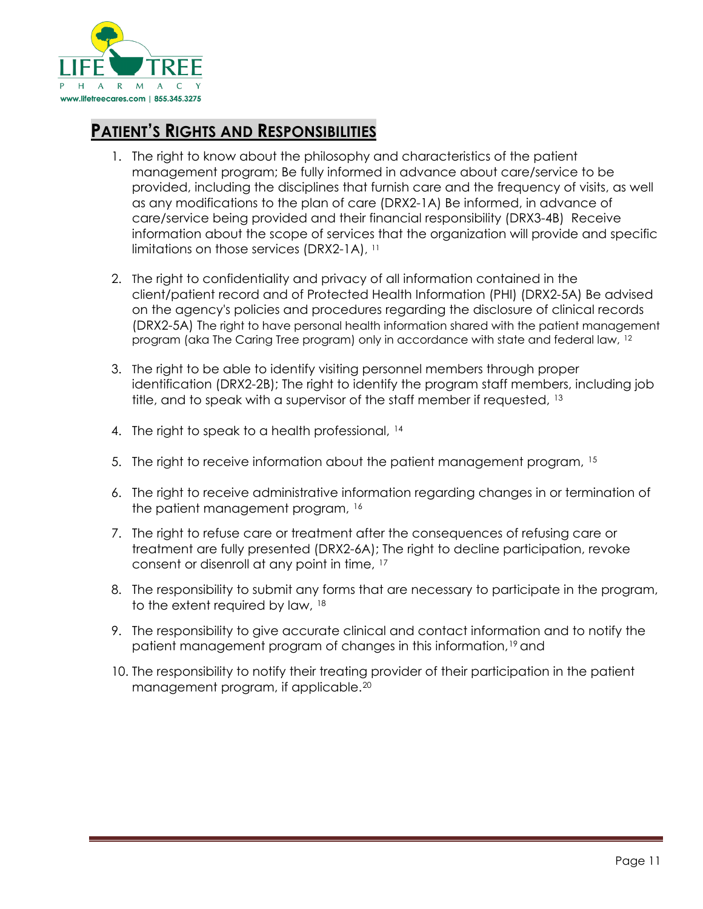## PATIENT'S RIGHTS AND RESPONSIBILITIES

1. The right to know about the philosophy and characteristics of the patient management program; Be fully informed in advance about care/service to be provided, including the disciplines that furnish care and the frequency of visits, as well as any modifications to the plan of care (DRX2-1A) Be informed, in advance of care/service being provided and their financial responsibility (DRX3-4B) Receive information about the scope of services that the organization will provide and specific limitations on those services (DRX2-1A), [11]

2. The right to confidentiality and privacy of all information contained in the client/patient record and of Protected Health Information (PHI) (DRX2-5A) Be advised on the agency's policies and procedures regarding the disclosure of clinical records (DRX2-5A) The right to have personal health information shared with the patient management program (aka The Caring Tree program) only in accordance with state and federal law, [12]

3. The right to be able to identify visiting personnel members through proper identification (DRX2-2B); The right to identify the program staff members, including job title, and to speak with a supervisor of the staff member if requested, [13]

4. The right to speak to a health professional, [14]

5. The right to receive information about the patient management program, [15]

6. The right to receive administrative information regarding changes in or termination of the patient management program, [16]

7. The right to refuse care or treatment after the consequences of refusing care or treatment are fully presented (DRX2-6A); The right to decline participation, revoke consent or disenroll at any point in time, [17]

8. The responsibility to submit any forms that are necessary to participate in the program, to the extent required by law, [18]

9. The responsibility to give accurate clinical and contact information and to notify the patient management program of changes in this information,[19] and

10. The responsibility to notify their treating provider of their participation in the patient management program, if applicable.[20]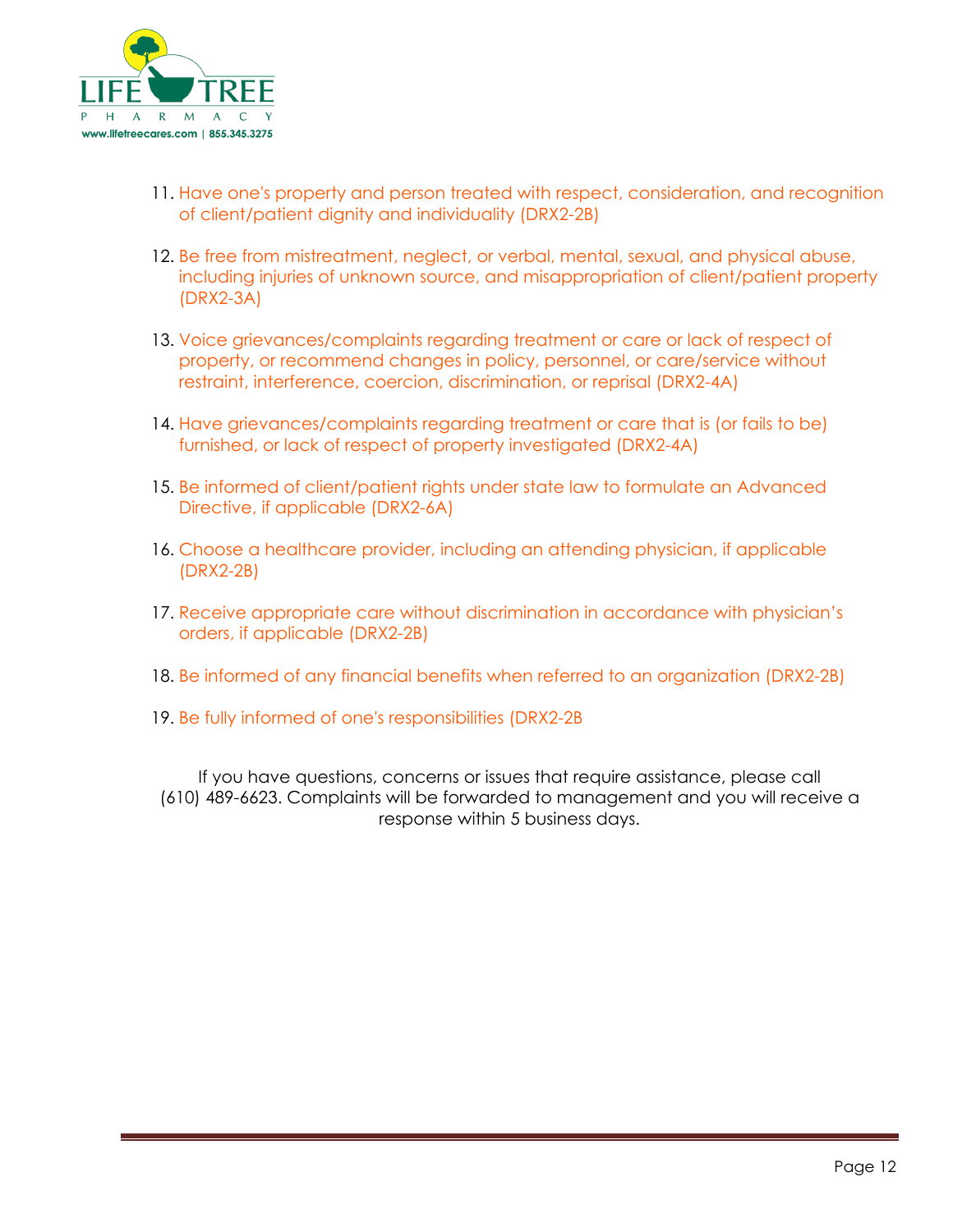11. Have one's property and person treated with respect, consideration, and recognition of client/patient dignity and individuality (DRX2-2B)

12. Be free from mistreatment, neglect, or verbal, mental, sexual, and physical abuse, including injuries of unknown source, and misappropriation of client/patient property (DRX2-3A)

13. Voice grievances/complaints regarding treatment or care or lack of respect of property, or recommend changes in policy, personnel, or care/service without restraint, interference, coercion, discrimination, or reprisal (DRX2-4A)

14. Have grievances/complaints regarding treatment or care that is (or fails to be) furnished, or lack of respect of property investigated (DRX2-4A)

15. Be informed of client/patient rights under state law to formulate an Advanced Directive, if applicable (DRX2-6A)

16. Choose a healthcare provider, including an attending physician, if applicable (DRX2-2B)

17. Receive appropriate care without discrimination in accordance with physician's orders, if applicable (DRX2-2B)

18. Be informed of any financial benefits when referred to an organization (DRX2-2B)

19. Be fully informed of one's responsibilities (DRX2-2B

If you have questions, concerns or issues that require assistance, please call (610) 489-6623. Complaints will be forwarded to management and you will receive a response within 5 business days.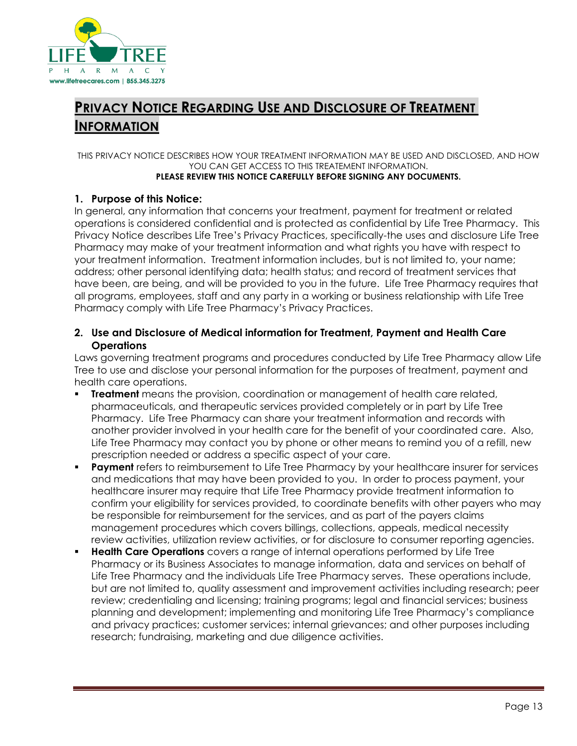# PRIVACY NOTICE REGARDING USE AND DISCLOSURE OF TREATMENT INFORMATION

THIS PRIVACY NOTICE DESCRIBES HOW YOUR TREATMENT INFORMATION MAY BE USED AND DISCLOSED, AND HOW YOU CAN GET ACCESS TO THIS TREATEMENT INFORMATION.
**PLEASE REVIEW THIS NOTICE CAREFULLY BEFORE SIGNING ANY DOCUMENTS.**

## 1. Purpose of this Notice:

In general, any information that concerns your treatment, payment for treatment or related operations is considered confidential and is protected as confidential by Life Tree Pharmacy. This Privacy Notice describes Life Tree's Privacy Practices, specifically-the uses and disclosure Life Tree Pharmacy may make of your treatment information and what rights you have with respect to your treatment information. Treatment information includes, but is not limited to, your name; address; other personal identifying data; health status; and record of treatment services that have been, are being, and will be provided to you in the future. Life Tree Pharmacy requires that all programs, employees, staff and any party in a working or business relationship with Life Tree Pharmacy comply with Life Tree Pharmacy's Privacy Practices.

## 2. Use and Disclosure of Medical information for Treatment, Payment and Health Care Operations

Laws governing treatment programs and procedures conducted by Life Tree Pharmacy allow Life Tree to use and disclose your personal information for the purposes of treatment, payment and health care operations.

- **Treatment** means the provision, coordination or management of health care related, pharmaceuticals, and therapeutic services provided completely or in part by Life Tree Pharmacy. Life Tree Pharmacy can share your treatment information and records with another provider involved in your health care for the benefit of your coordinated care. Also, Life Tree Pharmacy may contact you by phone or other means to remind you of a refill, new prescription needed or address a specific aspect of your care.
- **Payment** refers to reimbursement to Life Tree Pharmacy by your healthcare insurer for services and medications that may have been provided to you. In order to process payment, your healthcare insurer may require that Life Tree Pharmacy provide treatment information to confirm your eligibility for services provided, to coordinate benefits with other payers who may be responsible for reimbursement for the services, and as part of the payers claims management procedures which covers billings, collections, appeals, medical necessity review activities, utilization review activities, or for disclosure to consumer reporting agencies.
- **Health Care Operations** covers a range of internal operations performed by Life Tree Pharmacy or its Business Associates to manage information, data and services on behalf of Life Tree Pharmacy and the individuals Life Tree Pharmacy serves. These operations include, but are not limited to, quality assessment and improvement activities including research; peer review; credentialing and licensing; training programs; legal and financial services; business planning and development; implementing and monitoring Life Tree Pharmacy's compliance and privacy practices; customer services; internal grievances; and other purposes including research; fundraising, marketing and due diligence activities.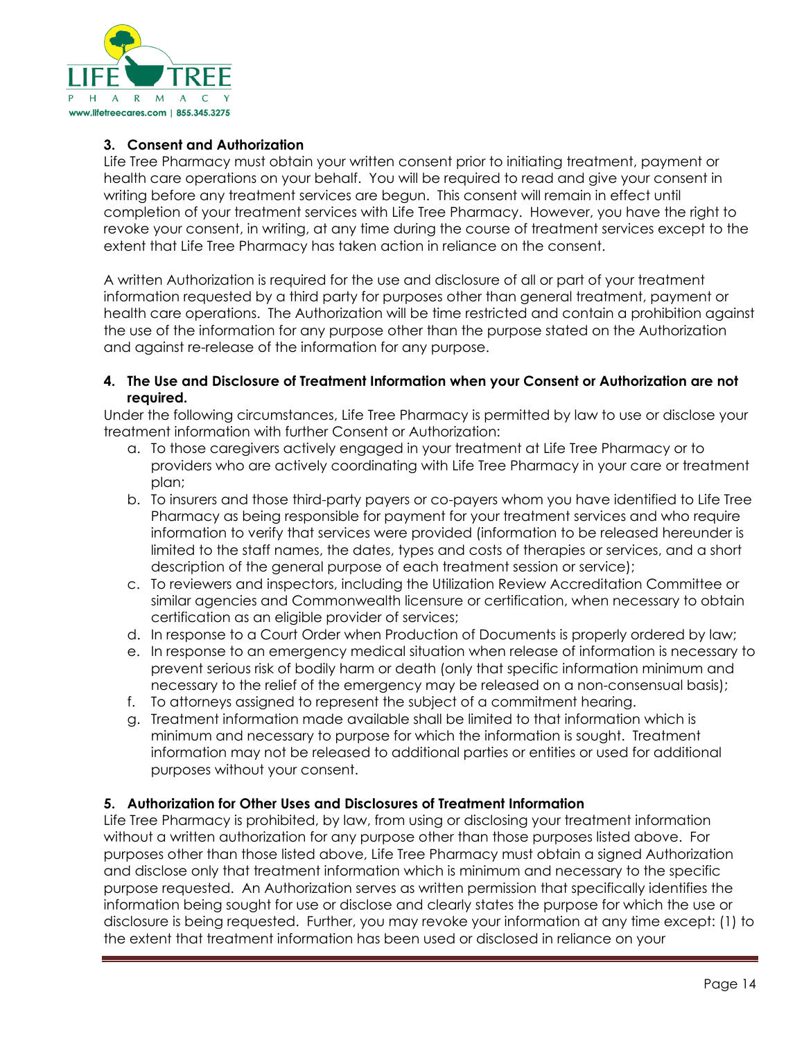### 3. Consent and Authorization

Life Tree Pharmacy must obtain your written consent prior to initiating treatment, payment or health care operations on your behalf. You will be required to read and give your consent in writing before any treatment services are begun. This consent will remain in effect until completion of your treatment services with Life Tree Pharmacy. However, you have the right to revoke your consent, in writing, at any time during the course of treatment services except to the extent that Life Tree Pharmacy has taken action in reliance on the consent.

A written Authorization is required for the use and disclosure of all or part of your treatment information requested by a third party for purposes other than general treatment, payment or health care operations. The Authorization will be time restricted and contain a prohibition against the use of the information for any purpose other than the purpose stated on the Authorization and against re-release of the information for any purpose.

### 4. The Use and Disclosure of Treatment Information when your Consent or Authorization are not required.

Under the following circumstances, Life Tree Pharmacy is permitted by law to use or disclose your treatment information with further Consent or Authorization:

a. To those caregivers actively engaged in your treatment at Life Tree Pharmacy or to providers who are actively coordinating with Life Tree Pharmacy in your care or treatment plan;
b. To insurers and those third-party payers or co-payers whom you have identified to Life Tree Pharmacy as being responsible for payment for your treatment services and who require information to verify that services were provided (information to be released hereunder is limited to the staff names, the dates, types and costs of therapies or services, and a short description of the general purpose of each treatment session or service);
c. To reviewers and inspectors, including the Utilization Review Accreditation Committee or similar agencies and Commonwealth licensure or certification, when necessary to obtain certification as an eligible provider of services;
d. In response to a Court Order when Production of Documents is properly ordered by law;
e. In response to an emergency medical situation when release of information is necessary to prevent serious risk of bodily harm or death (only that specific information minimum and necessary to the relief of the emergency may be released on a non-consensual basis);
f. To attorneys assigned to represent the subject of a commitment hearing.
g. Treatment information made available shall be limited to that information which is minimum and necessary to purpose for which the information is sought. Treatment information may not be released to additional parties or entities or used for additional purposes without your consent.

### 5. Authorization for Other Uses and Disclosures of Treatment Information

Life Tree Pharmacy is prohibited, by law, from using or disclosing your treatment information without a written authorization for any purpose other than those purposes listed above. For purposes other than those listed above, Life Tree Pharmacy must obtain a signed Authorization and disclose only that treatment information which is minimum and necessary to the specific purpose requested. An Authorization serves as written permission that specifically identifies the information being sought for use or disclose and clearly states the purpose for which the use or disclosure is being requested. Further, you may revoke your information at any time except: (1) to the extent that treatment information has been used or disclosed in reliance on your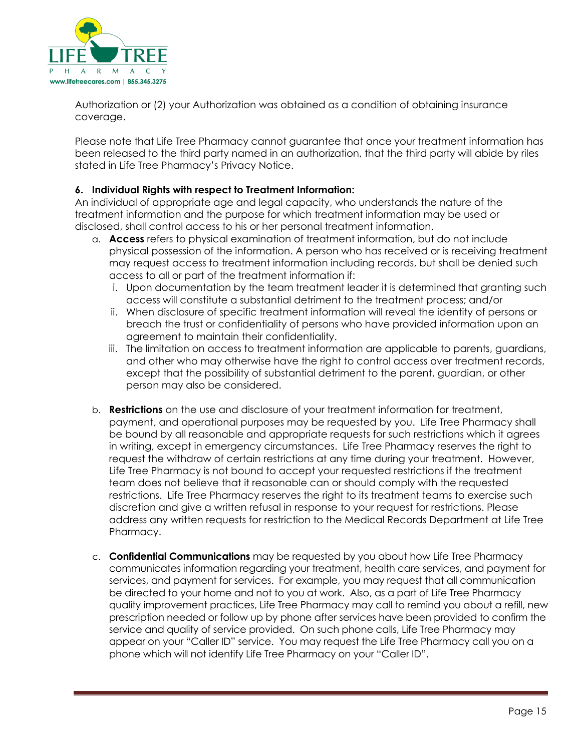Authorization or (2) your Authorization was obtained as a condition of obtaining insurance coverage.

Please note that Life Tree Pharmacy cannot guarantee that once your treatment information has been released to the third party named in an authorization, that the third party will abide by riles stated in Life Tree Pharmacy's Privacy Notice.

**6. Individual Rights with respect to Treatment Information:**

An individual of appropriate age and legal capacity, who understands the nature of the treatment information and the purpose for which treatment information may be used or disclosed, shall control access to his or her personal treatment information.

a. **Access** refers to physical examination of treatment information, but do not include physical possession of the information. A person who has received or is receiving treatment may request access to treatment information including records, but shall be denied such access to all or part of the treatment information if:
   i. Upon documentation by the team treatment leader it is determined that granting such access will constitute a substantial detriment to the treatment process; and/or
   ii. When disclosure of specific treatment information will reveal the identity of persons or breach the trust or confidentiality of persons who have provided information upon an agreement to maintain their confidentiality.
   iii. The limitation on access to treatment information are applicable to parents, guardians, and other who may otherwise have the right to control access over treatment records, except that the possibility of substantial detriment to the parent, guardian, or other person may also be considered.

b. **Restrictions** on the use and disclosure of your treatment information for treatment, payment, and operational purposes may be requested by you. Life Tree Pharmacy shall be bound by all reasonable and appropriate requests for such restrictions which it agrees in writing, except in emergency circumstances. Life Tree Pharmacy reserves the right to request the withdraw of certain restrictions at any time during your treatment. However, Life Tree Pharmacy is not bound to accept your requested restrictions if the treatment team does not believe that it reasonable can or should comply with the requested restrictions. Life Tree Pharmacy reserves the right to its treatment teams to exercise such discretion and give a written refusal in response to your request for restrictions. Please address any written requests for restriction to the Medical Records Department at Life Tree Pharmacy.

c. **Confidential Communications** may be requested by you about how Life Tree Pharmacy communicates information regarding your treatment, health care services, and payment for services, and payment for services. For example, you may request that all communication be directed to your home and not to you at work. Also, as a part of Life Tree Pharmacy quality improvement practices, Life Tree Pharmacy may call to remind you about a refill, new prescription needed or follow up by phone after services have been provided to confirm the service and quality of service provided. On such phone calls, Life Tree Pharmacy may appear on your "Caller ID" service. You may request the Life Tree Pharmacy call you on a phone which will not identify Life Tree Pharmacy on your "Caller ID".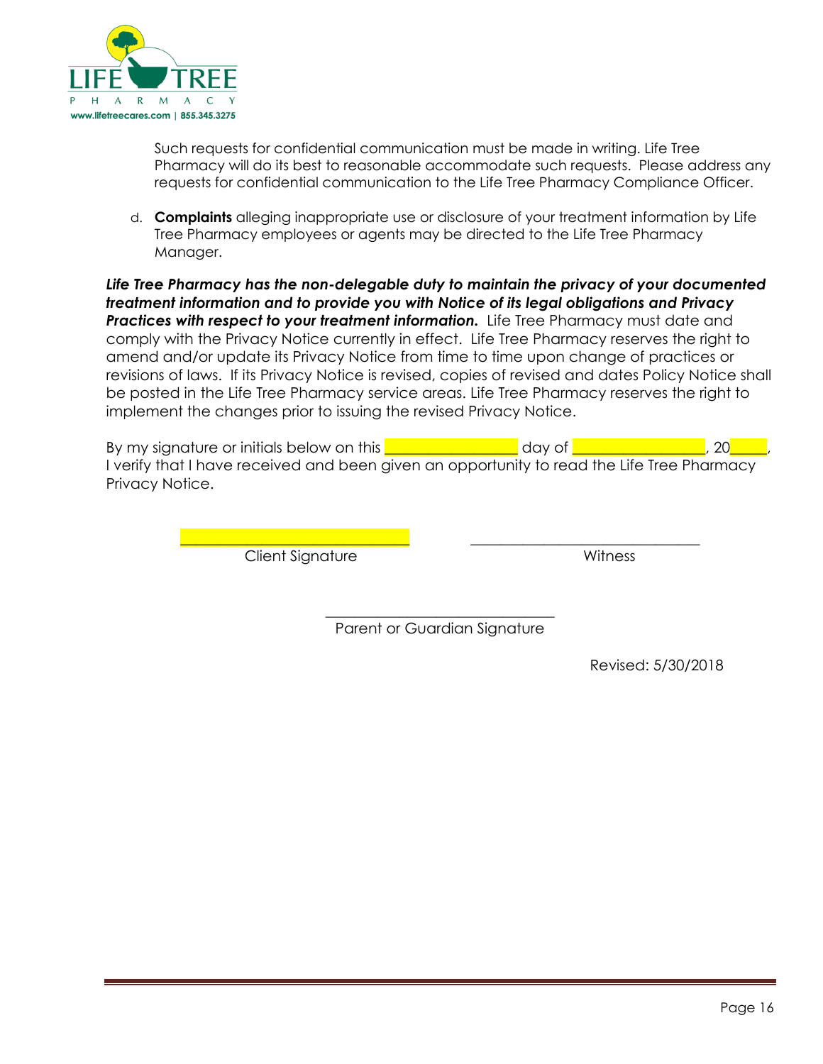Such requests for confidential communication must be made in writing. Life Tree Pharmacy will do its best to reasonable accommodate such requests. Please address any requests for confidential communication to the Life Tree Pharmacy Compliance Officer.

d. **Complaints** alleging inappropriate use or disclosure of your treatment information by Life Tree Pharmacy employees or agents may be directed to the Life Tree Pharmacy Manager.

***Life Tree Pharmacy has the non-delegable duty to maintain the privacy of your documented treatment information and to provide you with Notice of its legal obligations and Privacy Practices with respect to your treatment information.*** Life Tree Pharmacy must date and comply with the Privacy Notice currently in effect. Life Tree Pharmacy reserves the right to amend and/or update its Privacy Notice from time to time upon change of practices or revisions of laws. If its Privacy Notice is revised, copies of revised and dates Policy Notice shall be posted in the Life Tree Pharmacy service areas. Life Tree Pharmacy reserves the right to implement the changes prior to issuing the revised Privacy Notice.

By my signature or initials below on this _________________ day of _________________, 20_____, I verify that I have received and been given an opportunity to read the Life Tree Pharmacy Privacy Notice.

______________________________ Client Signature

______________________________ Witness

______________________________ Parent or Guardian Signature

Revised: 5/30/2018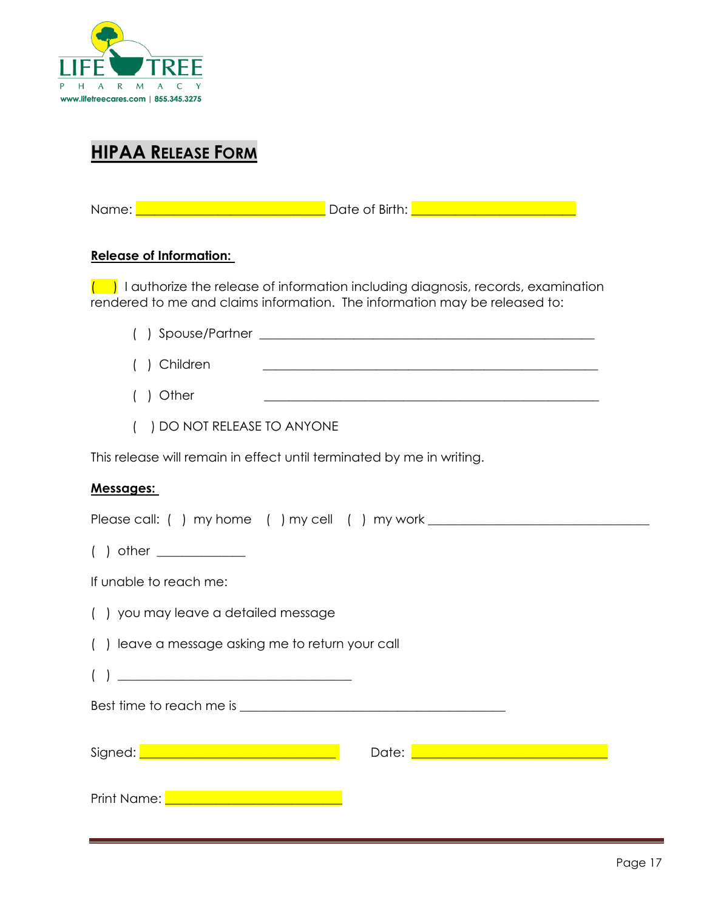LIFE TREE

PHARMACY

www.lifetreecares.com | 855.345.3275

## HIPAA RELEASE FORM

Name: ______________________________ Date of Birth: __________________________

**Release of Information:**

( ) I authorize the release of information including diagnosis, records, examination rendered to me and claims information. The information may be released to:

( ) Spouse/Partner _____________________________________________________

( ) Children _____________________________________________________

( ) Other _____________________________________________________

( ) DO NOT RELEASE TO ANYONE

This release will remain in effect until terminated by me in writing.

**Messages:**

Please call: ( ) my home ( ) my cell ( ) my work ___________________________________

( ) other _____________

If unable to reach me:

( ) you may leave a detailed message

( ) leave a message asking me to return your call

( ) ____________________________________

Best time to reach me is _________________________________________

Signed: ______________________________ Date: ______________________________

Print Name: ____________________________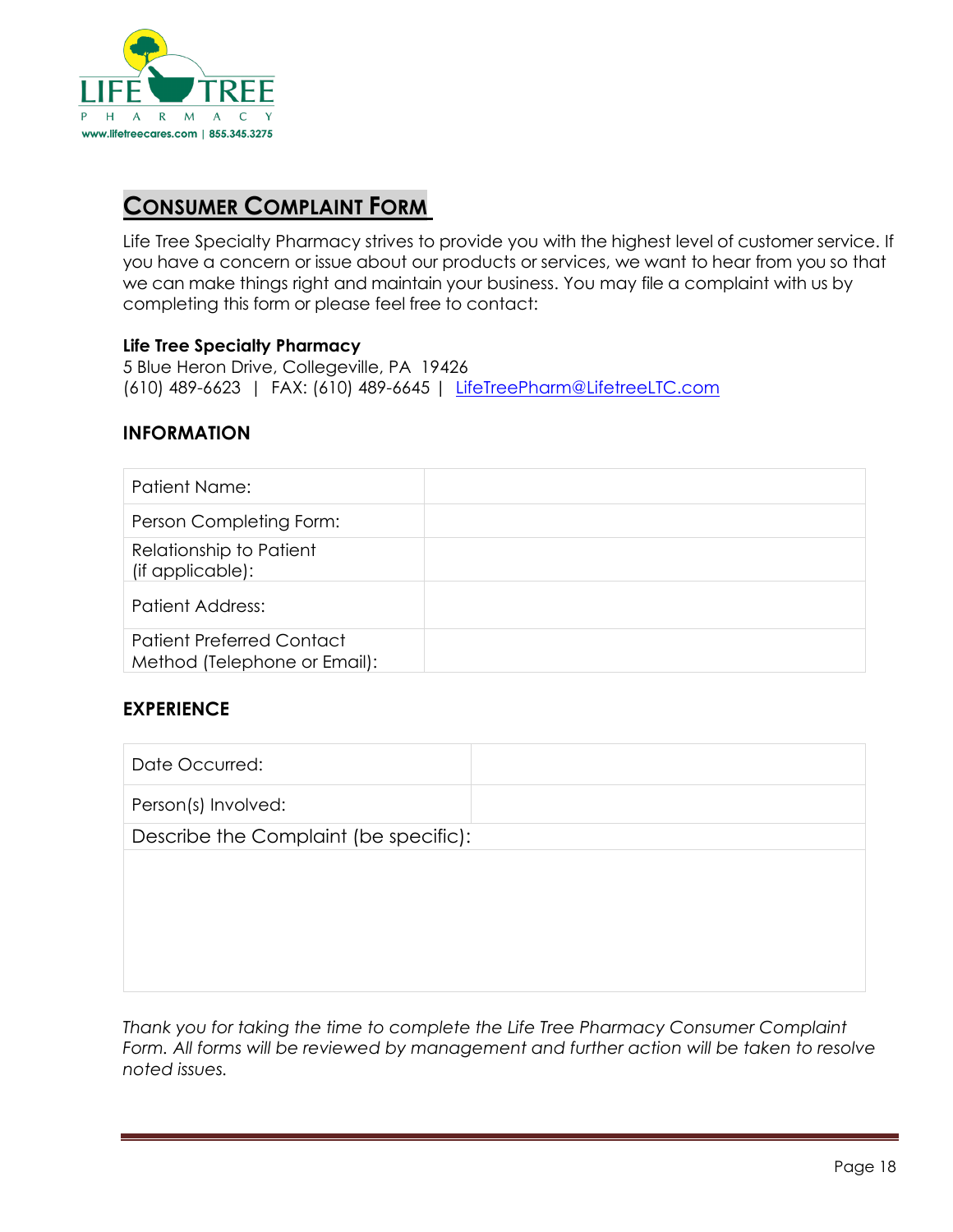LIFE TREE PHARMACY
www.lifetreecares.com | 855.345.3275

## CONSUMER COMPLAINT FORM

Life Tree Specialty Pharmacy strives to provide you with the highest level of customer service. If you have a concern or issue about our products or services, we want to hear from you so that we can make things right and maintain your business. You may file a complaint with us by completing this form or please feel free to contact:

**Life Tree Specialty Pharmacy**
5 Blue Heron Drive, Collegeville, PA 19426
(610) 489-6623 | FAX: (610) 489-6645 | LifeTreePharm@LifetreeLTC.com

### INFORMATION

| | |
|---|---|
| Patient Name: | |
| Person Completing Form: | |
| Relationship to Patient (if applicable): | |
| Patient Address: | |
| Patient Preferred Contact Method (Telephone or Email): | |

### EXPERIENCE

| | |
|---|---|
| Date Occurred: | |
| Person(s) Involved: | |
| Describe the Complaint (be specific): | |
| | |

*Thank you for taking the time to complete the Life Tree Pharmacy Consumer Complaint Form. All forms will be reviewed by management and further action will be taken to resolve noted issues.*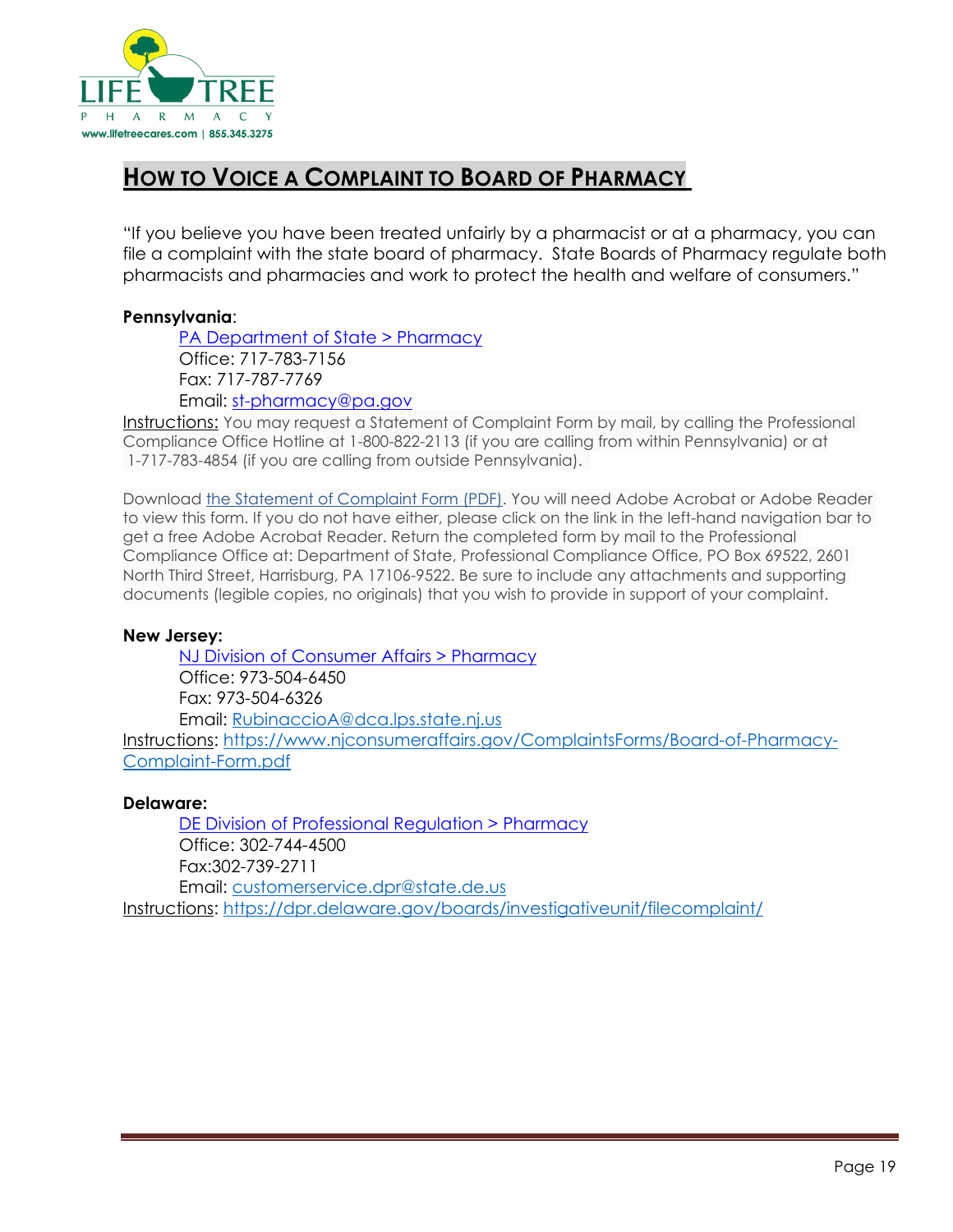## How to Voice a Complaint to Board of Pharmacy

"If you believe you have been treated unfairly by a pharmacist or at a pharmacy, you can file a complaint with the state board of pharmacy. State Boards of Pharmacy regulate both pharmacists and pharmacies and work to protect the health and welfare of consumers."

**Pennsylvania**:

PA Department of State > Pharmacy
Office: 717-783-7156
Fax: 717-787-7769
Email: st-pharmacy@pa.gov

Instructions: You may request a Statement of Complaint Form by mail, by calling the Professional Compliance Office Hotline at 1-800-822-2113 (if you are calling from within Pennsylvania) or at 1-717-783-4854 (if you are calling from outside Pennsylvania).

Download the Statement of Complaint Form (PDF). You will need Adobe Acrobat or Adobe Reader to view this form. If you do not have either, please click on the link in the left-hand navigation bar to get a free Adobe Acrobat Reader. Return the completed form by mail to the Professional Compliance Office at: Department of State, Professional Compliance Office, PO Box 69522, 2601 North Third Street, Harrisburg, PA 17106-9522. Be sure to include any attachments and supporting documents (legible copies, no originals) that you wish to provide in support of your complaint.

**New Jersey:**

NJ Division of Consumer Affairs > Pharmacy
Office: 973-504-6450
Fax: 973-504-6326
Email: RubinaccioA@dca.lps.state.nj.us

Instructions: https://www.njconsumeraffairs.gov/ComplaintsForms/Board-of-Pharmacy-Complaint-Form.pdf

**Delaware:**

DE Division of Professional Regulation > Pharmacy
Office: 302-744-4500
Fax:302-739-2711
Email: customerservice.dpr@state.de.us

Instructions: https://dpr.delaware.gov/boards/investigativeunit/filecomplaint/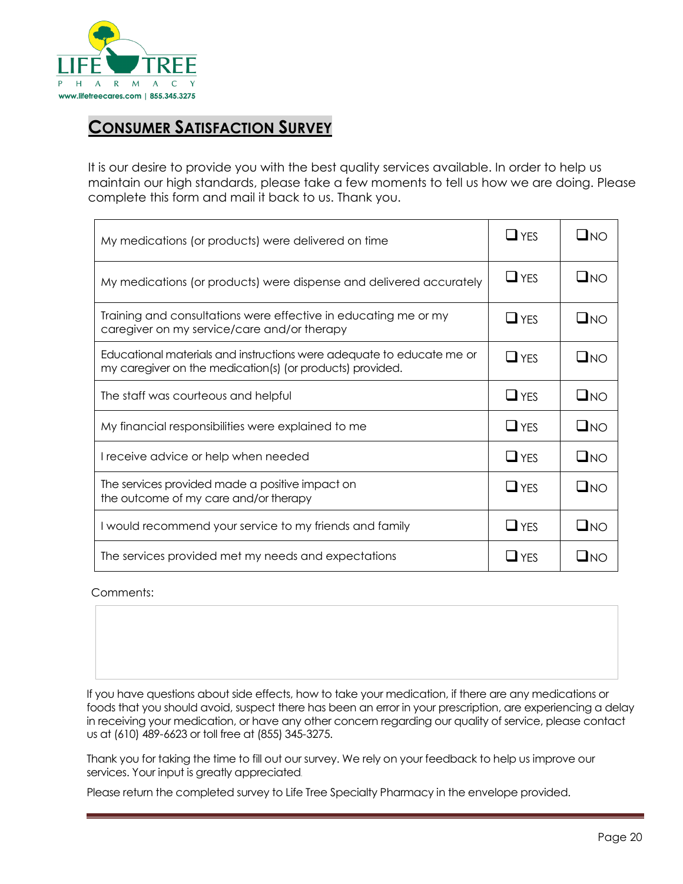LIFE TREE
PHARMACY
www.lifetreecares.com | 855.345.3275

## CONSUMER SATISFACTION SURVEY

It is our desire to provide you with the best quality services available. In order to help us maintain our high standards, please take a few moments to tell us how we are doing. Please complete this form and mail it back to us. Thank you.

| | | |
|---|---|---|
| My medications (or products) were delivered on time | ❑ YES | ❑NO |
| My medications (or products) were dispense and delivered accurately | ❑ YES | ❑NO |
| Training and consultations were effective in educating me or my caregiver on my service/care and/or therapy | ❑ YES | ❑NO |
| Educational materials and instructions were adequate to educate me or my caregiver on the medication(s) (or products) provided. | ❑ YES | ❑NO |
| The staff was courteous and helpful | ❑ YES | ❑NO |
| My financial responsibilities were explained to me | ❑ YES | ❑NO |
| I receive advice or help when needed | ❑ YES | ❑NO |
| The services provided made a positive impact on the outcome of my care and/or therapy | ❑ YES | ❑NO |
| I would recommend your service to my friends and family | ❑ YES | ❑NO |
| The services provided met my needs and expectations | ❑ YES | ❑NO |

Comments:

If you have questions about side effects, how to take your medication, if there are any medications or foods that you should avoid, suspect there has been an error in your prescription, are experiencing a delay in receiving your medication, or have any other concern regarding our quality of service, please contact us at (610) 489-6623 or toll free at (855) 345-3275.

Thank you for taking the time to fill out our survey. We rely on your feedback to help us improve our services. Your input is greatly appreciated.

Please return the completed survey to Life Tree Specialty Pharmacy in the envelope provided.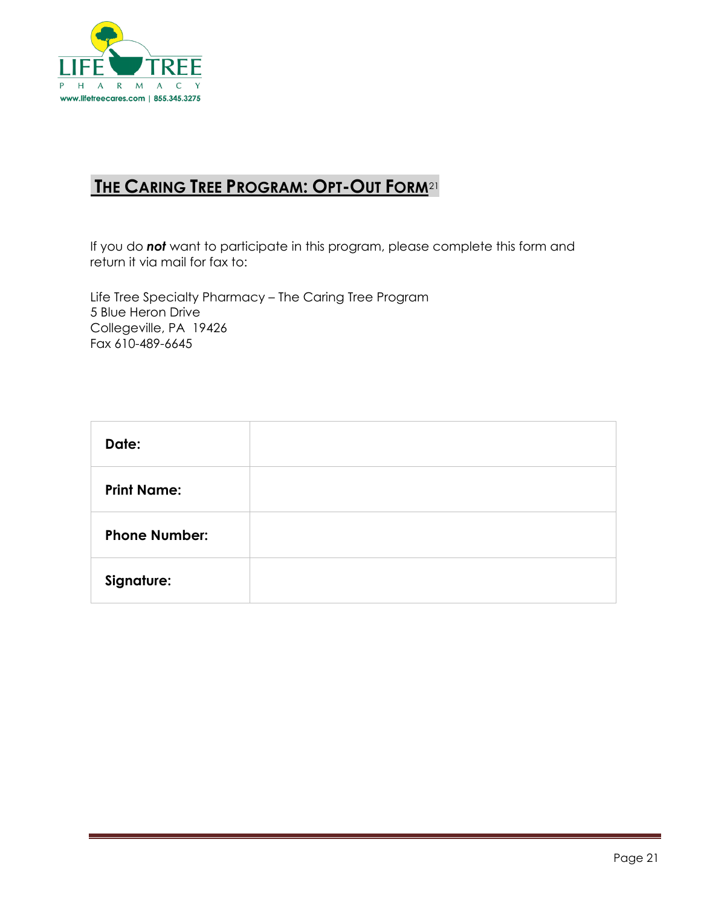## THE CARING TREE PROGRAM: OPT-OUT FORM[21]

If you do ***not*** want to participate in this program, please complete this form and return it via mail for fax to:

Life Tree Specialty Pharmacy – The Caring Tree Program
5 Blue Heron Drive
Collegeville, PA 19426
Fax 610-489-6645

| **Date:** | |
|---|---|
| **Print Name:** | |
| **Phone Number:** | |
| **Signature:** | |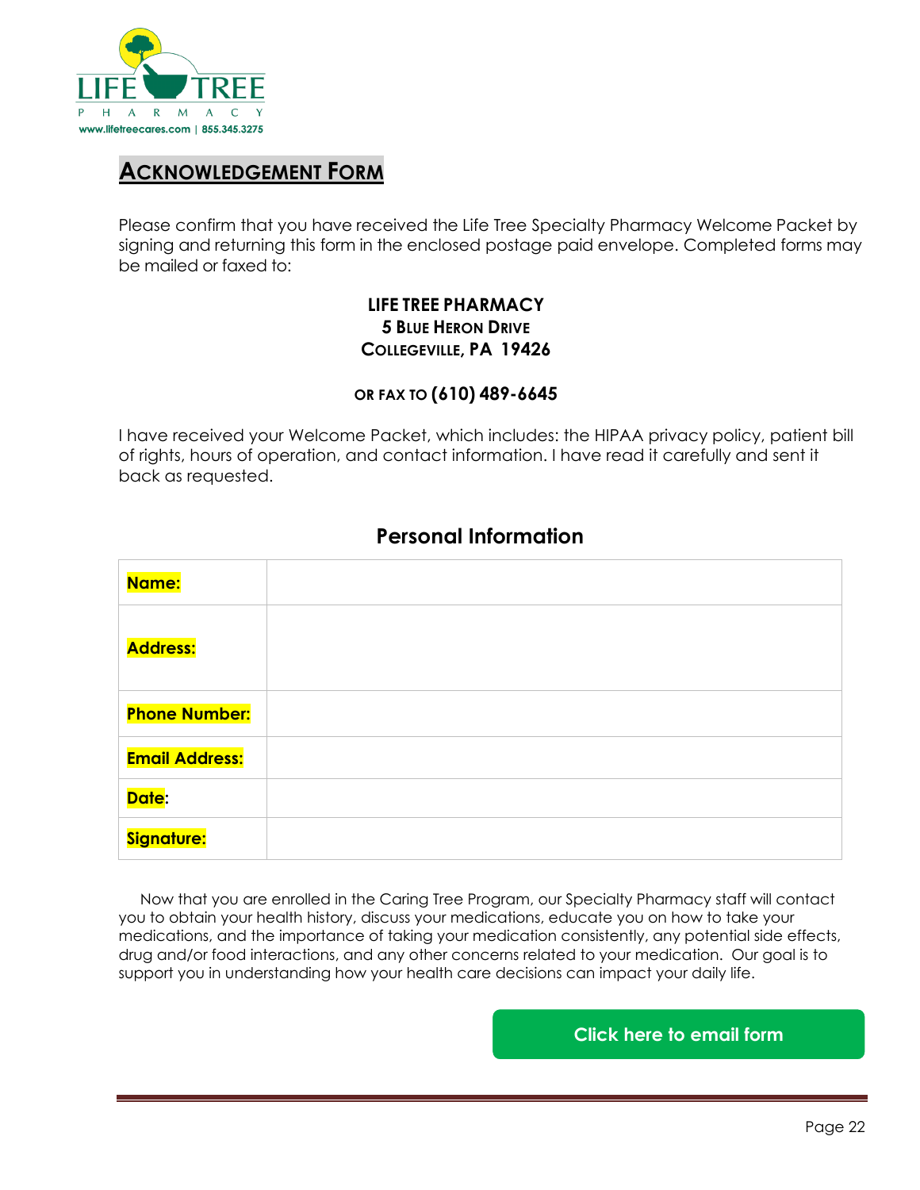LIFE TREE PHARMACY

www.lifetreecares.com | 855.345.3275

## ACKNOWLEDGEMENT FORM

Please confirm that you have received the Life Tree Specialty Pharmacy Welcome Packet by signing and returning this form in the enclosed postage paid envelope. Completed forms may be mailed or faxed to:

**LIFE TREE PHARMACY**
**5 BLUE HERON DRIVE**
**COLLEGEVILLE, PA 19426**

**OR FAX TO (610) 489-6645**

I have received your Welcome Packet, which includes: the HIPAA privacy policy, patient bill of rights, hours of operation, and contact information. I have read it carefully and sent it back as requested.

### Personal Information

| | |
|---|---|
| **Name:** | |
| **Address:** | |
| **Phone Number:** | |
| **Email Address:** | |
| **Date:** | |
| **Signature:** | |

Now that you are enrolled in the Caring Tree Program, our Specialty Pharmacy staff will contact you to obtain your health history, discuss your medications, educate you on how to take your medications, and the importance of taking your medication consistently, any potential side effects, drug and/or food interactions, and any other concerns related to your medication. Our goal is to support you in understanding how your health care decisions can impact your daily life.

Click here to email form